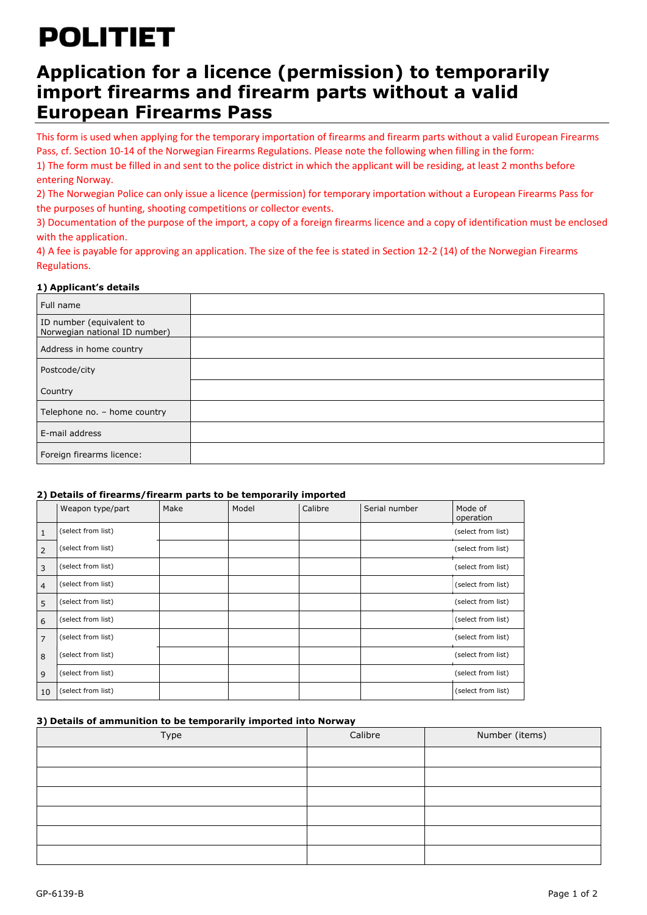# POLITIET

# Application for a licence (permission) to temporarily import firearms and firearm parts without a valid European Firearms Pass

This form is used when applying for the temporary importation of firearms and firearm parts without a valid European Firearms Pass, cf. Section 10-14 of the Norwegian Firearms Regulations. Please note the following when filling in the form:

1) The form must be filled in and sent to the police district in which the applicant will be residing, at least 2 months before entering Norway.

2) The Norwegian Police can only issue a licence (permission) for temporary importation without a European Firearms Pass for the purposes of hunting, shooting competitions or collector events.

3) Documentation of the purpose of the import, a copy of a foreign firearms licence and a copy of identification must be enclosed with the application.

4) A fee is payable for approving an application. The size of the fee is stated in Section 12-2 (14) of the Norwegian Firearms Regulations.

**1) Applicant's details**

| | |
|---|---|
| Full name | |
| ID number (equivalent to Norwegian national ID number) | |
| Address in home country | |
| Postcode/city | |
| Country | |
| Telephone no. – home country | |
| E-mail address | |
| Foreign firearms licence: | |

**2) Details of firearms/firearm parts to be temporarily imported**

| | Weapon type/part | Make | Model | Calibre | Serial number | Mode of operation |
|---|---|---|---|---|---|---|
| 1 | (select from list) | | | | | (select from list) |
| 2 | (select from list) | | | | | (select from list) |
| 3 | (select from list) | | | | | (select from list) |
| 4 | (select from list) | | | | | (select from list) |
| 5 | (select from list) | | | | | (select from list) |
| 6 | (select from list) | | | | | (select from list) |
| 7 | (select from list) | | | | | (select from list) |
| 8 | (select from list) | | | | | (select from list) |
| 9 | (select from list) | | | | | (select from list) |
| 10 | (select from list) | | | | | (select from list) |

**3) Details of ammunition to be temporarily imported into Norway**

| Type | Calibre | Number (items) |
|---|---|---|
| | | |
| | | |
| | | |
| | | |
| | | |
| | | |

GP-6139-B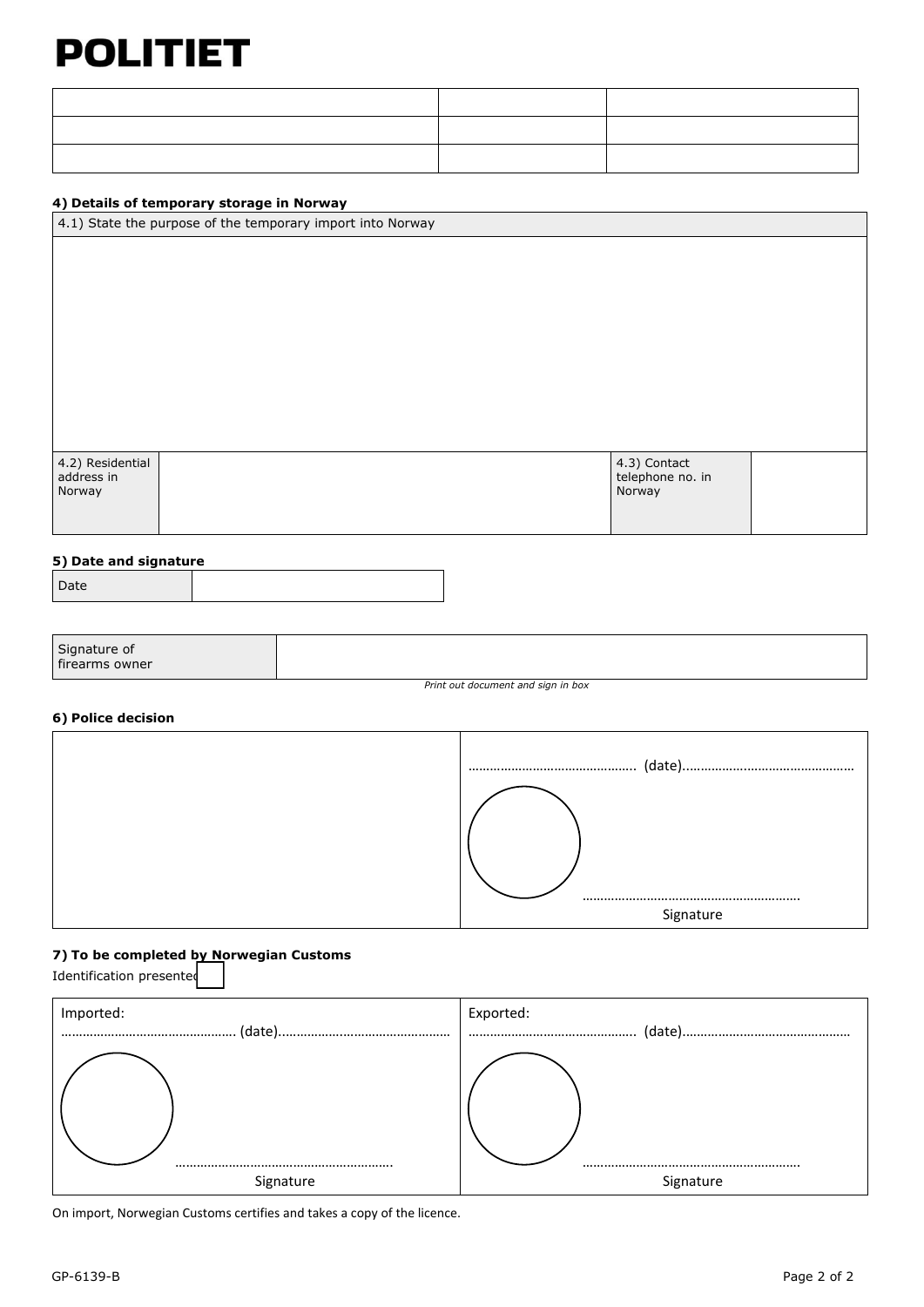# POLITIET

| | | |
|---|---|---|
| | | |
| | | |
| | | |

**4) Details of temporary storage in Norway**

| 4.1) State the purpose of the temporary import into Norway | | | |
|---|---|---|---|
| | | | |
| 4.2) Residential address in Norway | | 4.3) Contact telephone no. in Norway | |

**5) Date and signature**

| Date | |
|---|---|

| Signature of firearms owner | |
|---|---|

*Print out document and sign in box*

**6) Police decision**

| | |
|---|---|
| | ………………………………………. (date)……………………………………….<br><br>…………………………………………………….<br>Signature |

**7) To be completed by Norwegian Customs**

Identification presented ☐

| Imported: | Exported: |
|---|---|
| ………………………………………. (date)………………………………………. | ………………………………………. (date)………………………………………. |
| …………………………………………………….<br>Signature | …………………………………………………….<br>Signature |

On import, Norwegian Customs certifies and takes a copy of the licence.

GP-6139-B